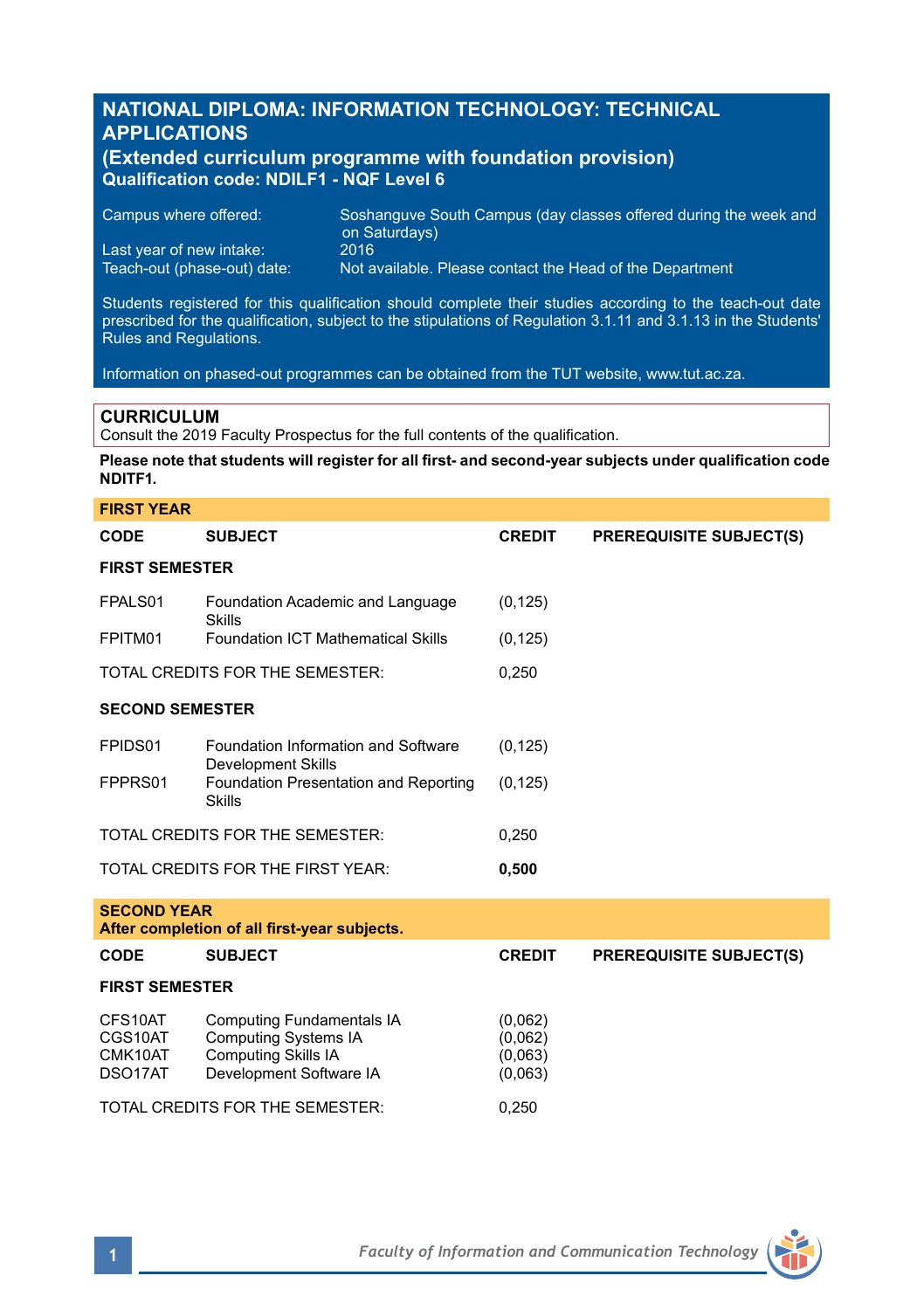# NATIONAL DIPLOMA: INFORMATION TECHNOLOGY: TECHNICAL APPLICATIONS

## (Extended curriculum programme with foundation provision)

**Qualification code: NDILF1 - NQF Level 6**

| | |
|---|---|
| Campus where offered: | Soshanguve South Campus (day classes offered during the week and on Saturdays) |
| Last year of new intake: | 2016 |
| Teach-out (phase-out) date: | Not available. Please contact the Head of the Department |

Students registered for this qualification should complete their studies according to the teach-out date prescribed for the qualification, subject to the stipulations of Regulation 3.1.11 and 3.1.13 in the Students' Rules and Regulations.

Information on phased-out programmes can be obtained from the TUT website, www.tut.ac.za.

## CURRICULUM

Consult the 2019 Faculty Prospectus for the full contents of the qualification.

**Please note that students will register for all first- and second-year subjects under qualification code NDITF1.**

### FIRST YEAR

| CODE | SUBJECT | CREDIT | PREREQUISITE SUBJECT(S) |
|---|---|---|---|
| **FIRST SEMESTER** | | | |
| FPALS01 | Foundation Academic and Language Skills | (0,125) | |
| FPITM01 | Foundation ICT Mathematical Skills | (0,125) | |
| TOTAL CREDITS FOR THE SEMESTER: | | 0,250 | |
| **SECOND SEMESTER** | | | |
| FPIDS01 | Foundation Information and Software Development Skills | (0,125) | |
| FPPRS01 | Foundation Presentation and Reporting Skills | (0,125) | |
| TOTAL CREDITS FOR THE SEMESTER: | | 0,250 | |
| TOTAL CREDITS FOR THE FIRST YEAR: | | **0,500** | |

### SECOND YEAR

**After completion of all first-year subjects.**

| CODE | SUBJECT | CREDIT | PREREQUISITE SUBJECT(S) |
|---|---|---|---|
| **FIRST SEMESTER** | | | |
| CFS10AT | Computing Fundamentals IA | (0,062) | |
| CGS10AT | Computing Systems IA | (0,062) | |
| CMK10AT | Computing Skills IA | (0,063) | |
| DSO17AT | Development Software IA | (0,063) | |
| TOTAL CREDITS FOR THE SEMESTER: | | 0,250 | |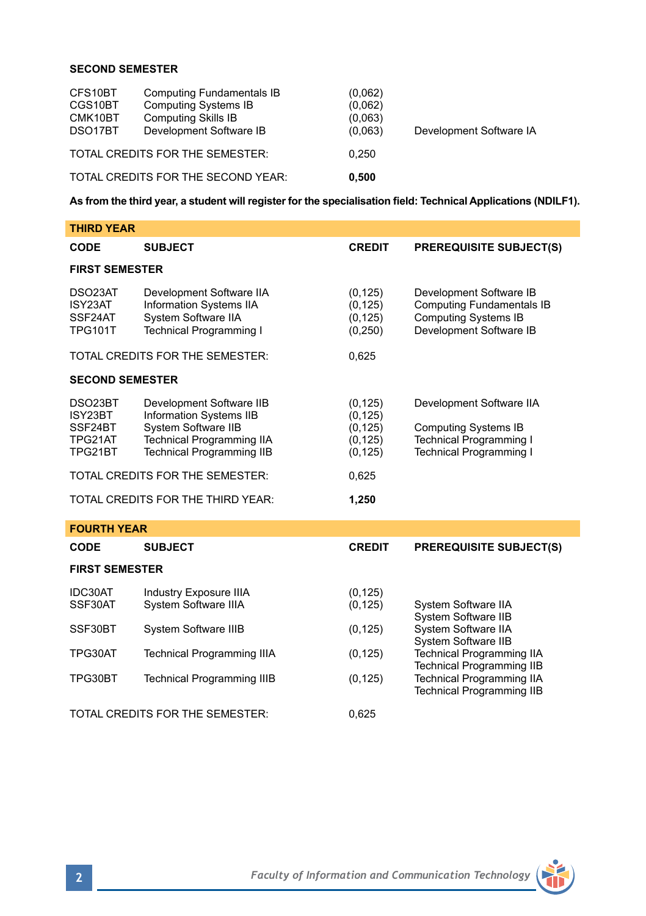**SECOND SEMESTER**

| CODE | SUBJECT | CREDIT | PREREQUISITE SUBJECT(S) |
|---|---|---|---|
| CFS10BT | Computing Fundamentals IB | (0,062) | |
| CGS10BT | Computing Systems IB | (0,062) | |
| CMK10BT | Computing Skills IB | (0,063) | |
| DSO17BT | Development Software IB | (0,063) | Development Software IA |
| TOTAL CREDITS FOR THE SEMESTER: | | 0,250 | |
| TOTAL CREDITS FOR THE SECOND YEAR: | | **0,500** | |

**As from the third year, a student will register for the specialisation field: Technical Applications (NDILF1).**

## THIRD YEAR

| CODE | SUBJECT | CREDIT | PREREQUISITE SUBJECT(S) |
|---|---|---|---|
| **FIRST SEMESTER** | | | |
| DSO23AT | Development Software IIA | (0,125) | Development Software IB |
| ISY23AT | Information Systems IIA | (0,125) | Computing Fundamentals IB |
| SSF24AT | System Software IIA | (0,125) | Computing Systems IB |
| TPG101T | Technical Programming I | (0,250) | Development Software IB |
| TOTAL CREDITS FOR THE SEMESTER: | | 0,625 | |
| **SECOND SEMESTER** | | | |
| DSO23BT | Development Software IIB | (0,125) | Development Software IIA |
| ISY23BT | Information Systems IIB | (0,125) | |
| SSF24BT | System Software IIB | (0,125) | Computing Systems IB |
| TPG21AT | Technical Programming IIA | (0,125) | Technical Programming I |
| TPG21BT | Technical Programming IIB | (0,125) | Technical Programming I |
| TOTAL CREDITS FOR THE SEMESTER: | | 0,625 | |
| TOTAL CREDITS FOR THE THIRD YEAR: | | **1,250** | |

## FOURTH YEAR

| CODE | SUBJECT | CREDIT | PREREQUISITE SUBJECT(S) |
|---|---|---|---|
| **FIRST SEMESTER** | | | |
| IDC30AT | Industry Exposure IIIA | (0,125) | |
| SSF30AT | System Software IIIA | (0,125) | System Software IIA<br>System Software IIB |
| SSF30BT | System Software IIIB | (0,125) | System Software IIA<br>System Software IIB |
| TPG30AT | Technical Programming IIIA | (0,125) | Technical Programming IIA<br>Technical Programming IIB |
| TPG30BT | Technical Programming IIIB | (0,125) | Technical Programming IIA<br>Technical Programming IIB |
| TOTAL CREDITS FOR THE SEMESTER: | | 0,625 | |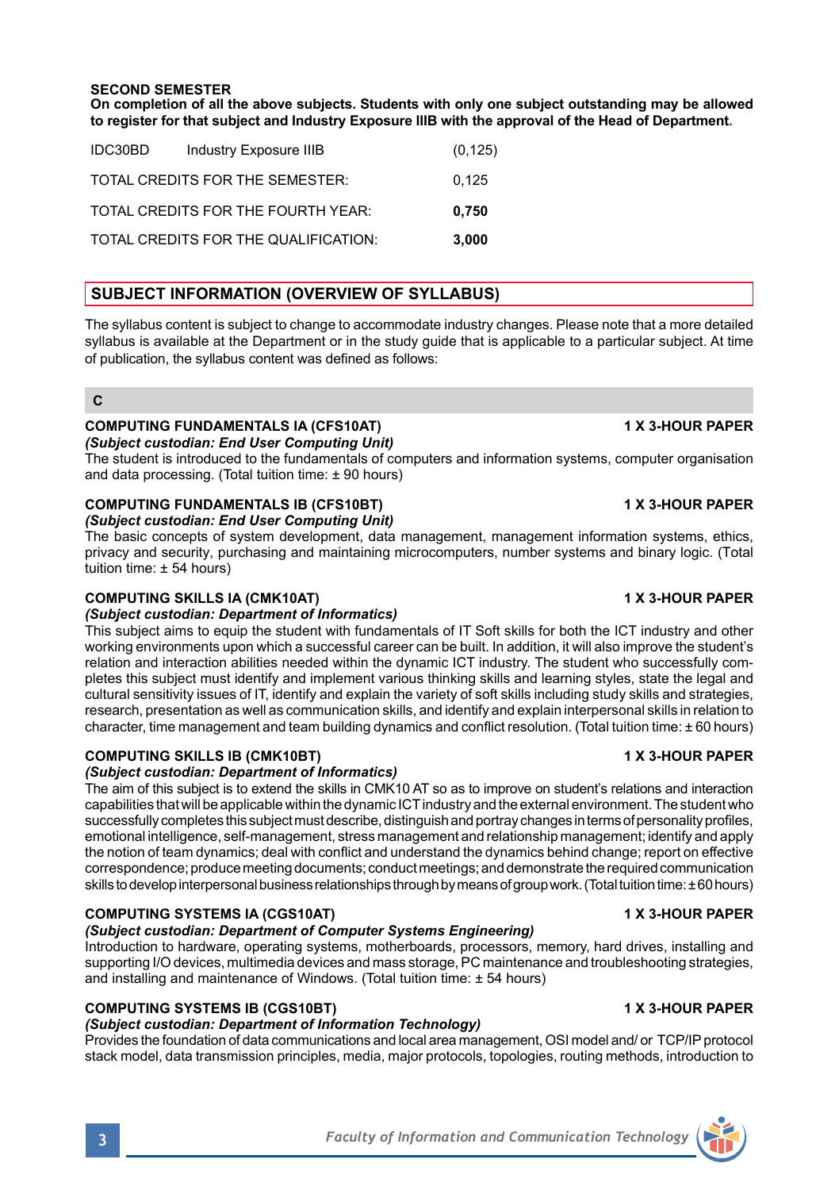**SECOND SEMESTER**

**On completion of all the above subjects. Students with only one subject outstanding may be allowed to register for that subject and Industry Exposure IIIB with the approval of the Head of Department.**

| | | |
|---|---|---|
| IDC30BD | Industry Exposure IIIB | (0,125) |
| TOTAL CREDITS FOR THE SEMESTER: | | 0,125 |
| TOTAL CREDITS FOR THE FOURTH YEAR: | | **0,750** |
| TOTAL CREDITS FOR THE QUALIFICATION: | | **3,000** |

## SUBJECT INFORMATION (OVERVIEW OF SYLLABUS)

The syllabus content is subject to change to accommodate industry changes. Please note that a more detailed syllabus is available at the Department or in the study guide that is applicable to a particular subject. At time of publication, the syllabus content was defined as follows:

### C

**COMPUTING FUNDAMENTALS IA (CFS10AT)** **1 X 3-HOUR PAPER**

***(Subject custodian: End User Computing Unit)***

The student is introduced to the fundamentals of computers and information systems, computer organisation and data processing. (Total tuition time: ± 90 hours)

**COMPUTING FUNDAMENTALS IB (CFS10BT)** **1 X 3-HOUR PAPER**

***(Subject custodian: End User Computing Unit)***

The basic concepts of system development, data management, management information systems, ethics, privacy and security, purchasing and maintaining microcomputers, number systems and binary logic. (Total tuition time: ± 54 hours)

**COMPUTING SKILLS IA (CMK10AT)** **1 X 3-HOUR PAPER**

***(Subject custodian: Department of Informatics)***

This subject aims to equip the student with fundamentals of IT Soft skills for both the ICT industry and other working environments upon which a successful career can be built. In addition, it will also improve the student's relation and interaction abilities needed within the dynamic ICT industry. The student who successfully completes this subject must identify and implement various thinking skills and learning styles, state the legal and cultural sensitivity issues of IT, identify and explain the variety of soft skills including study skills and strategies, research, presentation as well as communication skills, and identify and explain interpersonal skills in relation to character, time management and team building dynamics and conflict resolution. (Total tuition time: ± 60 hours)

**COMPUTING SKILLS IB (CMK10BT)** **1 X 3-HOUR PAPER**

***(Subject custodian: Department of Informatics)***

The aim of this subject is to extend the skills in CMK10 AT so as to improve on student's relations and interaction capabilities that will be applicable within the dynamic ICT industry and the external environment. The student who successfully completes this subject must describe, distinguish and portray changes in terms of personality profiles, emotional intelligence, self-management, stress management and relationship management; identify and apply the notion of team dynamics; deal with conflict and understand the dynamics behind change; report on effective correspondence; produce meeting documents; conduct meetings; and demonstrate the required communication skills to develop interpersonal business relationships through by means of group work. (Total tuition time: ± 60 hours)

**COMPUTING SYSTEMS IA (CGS10AT)** **1 X 3-HOUR PAPER**

***(Subject custodian: Department of Computer Systems Engineering)***

Introduction to hardware, operating systems, motherboards, processors, memory, hard drives, installing and supporting I/O devices, multimedia devices and mass storage, PC maintenance and troubleshooting strategies, and installing and maintenance of Windows. (Total tuition time: ± 54 hours)

**COMPUTING SYSTEMS IB (CGS10BT)** **1 X 3-HOUR PAPER**

***(Subject custodian: Department of Information Technology)***

Provides the foundation of data communications and local area management, OSI model and/ or TCP/IP protocol stack model, data transmission principles, media, major protocols, topologies, routing methods, introduction to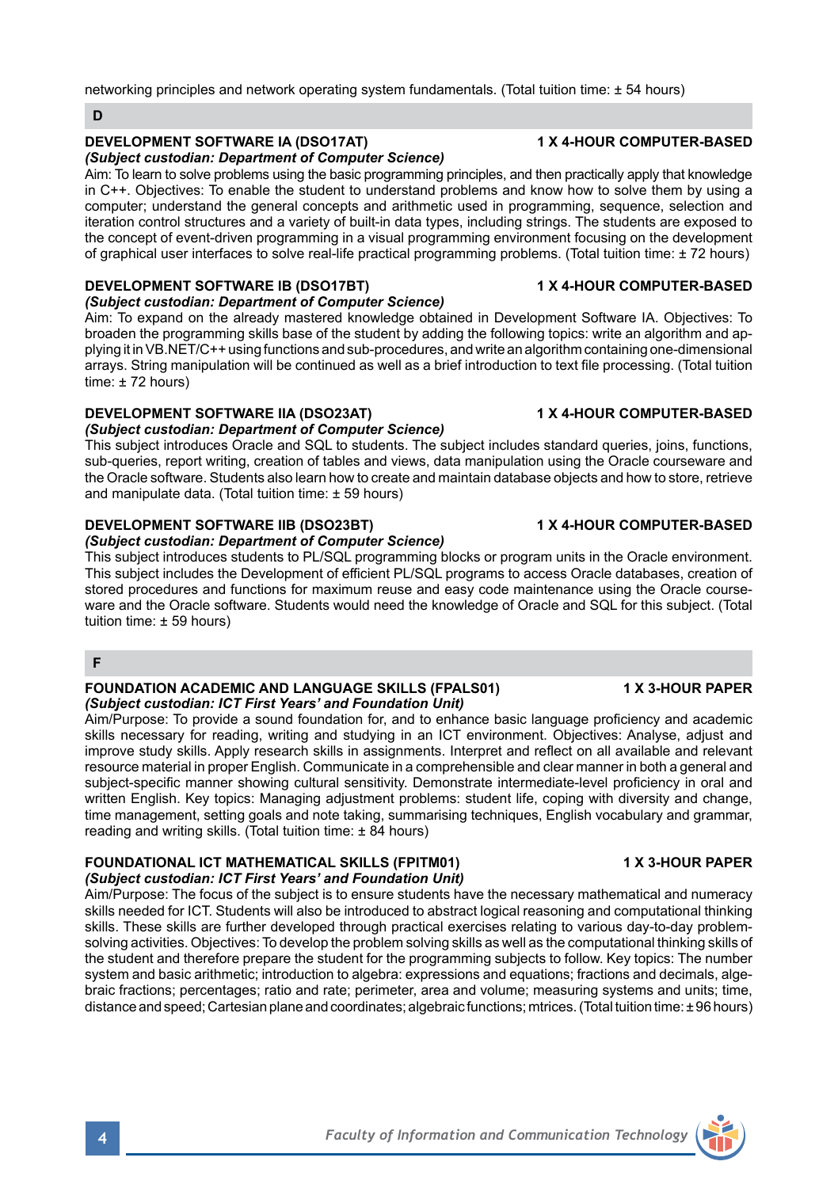networking principles and network operating system fundamentals. (Total tuition time: ± 54 hours)

## D

### DEVELOPMENT SOFTWARE IA (DSO17AT) — 1 X 4-HOUR COMPUTER-BASED

***(Subject custodian: Department of Computer Science)***

Aim: To learn to solve problems using the basic programming principles, and then practically apply that knowledge in C++. Objectives: To enable the student to understand problems and know how to solve them by using a computer; understand the general concepts and arithmetic used in programming, sequence, selection and iteration control structures and a variety of built-in data types, including strings. The students are exposed to the concept of event-driven programming in a visual programming environment focusing on the development of graphical user interfaces to solve real-life practical programming problems. (Total tuition time: ± 72 hours)

### DEVELOPMENT SOFTWARE IB (DSO17BT) — 1 X 4-HOUR COMPUTER-BASED

***(Subject custodian: Department of Computer Science)***

Aim: To expand on the already mastered knowledge obtained in Development Software IA. Objectives: To broaden the programming skills base of the student by adding the following topics: write an algorithm and applying it in VB.NET/C++ using functions and sub-procedures, and write an algorithm containing one-dimensional arrays. String manipulation will be continued as well as a brief introduction to text file processing. (Total tuition time: ± 72 hours)

### DEVELOPMENT SOFTWARE IIA (DSO23AT) — 1 X 4-HOUR COMPUTER-BASED

***(Subject custodian: Department of Computer Science)***

This subject introduces Oracle and SQL to students. The subject includes standard queries, joins, functions, sub-queries, report writing, creation of tables and views, data manipulation using the Oracle courseware and the Oracle software. Students also learn how to create and maintain database objects and how to store, retrieve and manipulate data. (Total tuition time: ± 59 hours)

### DEVELOPMENT SOFTWARE IIB (DSO23BT) — 1 X 4-HOUR COMPUTER-BASED

***(Subject custodian: Department of Computer Science)***

This subject introduces students to PL/SQL programming blocks or program units in the Oracle environment. This subject includes the Development of efficient PL/SQL programs to access Oracle databases, creation of stored procedures and functions for maximum reuse and easy code maintenance using the Oracle courseware and the Oracle software. Students would need the knowledge of Oracle and SQL for this subject. (Total tuition time: ± 59 hours)

## F

### FOUNDATION ACADEMIC AND LANGUAGE SKILLS (FPALS01) — 1 X 3-HOUR PAPER

***(Subject custodian: ICT First Years' and Foundation Unit)***

Aim/Purpose: To provide a sound foundation for, and to enhance basic language proficiency and academic skills necessary for reading, writing and studying in an ICT environment. Objectives: Analyse, adjust and improve study skills. Apply research skills in assignments. Interpret and reflect on all available and relevant resource material in proper English. Communicate in a comprehensible and clear manner in both a general and subject-specific manner showing cultural sensitivity. Demonstrate intermediate-level proficiency in oral and written English. Key topics: Managing adjustment problems: student life, coping with diversity and change, time management, setting goals and note taking, summarising techniques, English vocabulary and grammar, reading and writing skills. (Total tuition time: ± 84 hours)

### FOUNDATIONAL ICT MATHEMATICAL SKILLS (FPITM01) — 1 X 3-HOUR PAPER

***(Subject custodian: ICT First Years' and Foundation Unit)***

Aim/Purpose: The focus of the subject is to ensure students have the necessary mathematical and numeracy skills needed for ICT. Students will also be introduced to abstract logical reasoning and computational thinking skills. These skills are further developed through practical exercises relating to various day-to-day problem-solving activities. Objectives: To develop the problem solving skills as well as the computational thinking skills of the student and therefore prepare the student for the programming subjects to follow. Key topics: The number system and basic arithmetic; introduction to algebra: expressions and equations; fractions and decimals, algebraic fractions; percentages; ratio and rate; perimeter, area and volume; measuring systems and units; time, distance and speed; Cartesian plane and coordinates; algebraic functions; mtrices. (Total tuition time: ± 96 hours)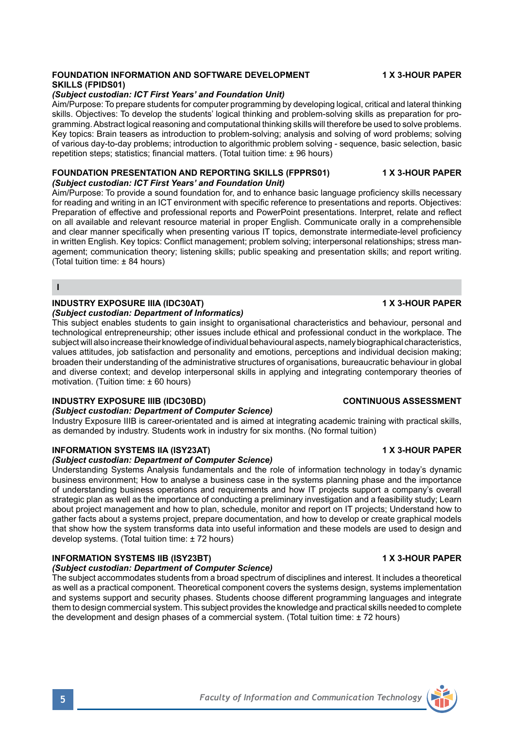**FOUNDATION INFORMATION AND SOFTWARE DEVELOPMENT SKILLS (FPIDS01)** **1 X 3-HOUR PAPER**
***(Subject custodian: ICT First Years' and Foundation Unit)***
Aim/Purpose: To prepare students for computer programming by developing logical, critical and lateral thinking skills. Objectives: To develop the students' logical thinking and problem-solving skills as preparation for programming. Abstract logical reasoning and computational thinking skills will therefore be used to solve problems. Key topics: Brain teasers as introduction to problem-solving; analysis and solving of word problems; solving of various day-to-day problems; introduction to algorithmic problem solving - sequence, basic selection, basic repetition steps; statistics; financial matters. (Total tuition time: ± 96 hours)

**FOUNDATION PRESENTATION AND REPORTING SKILLS (FPPRS01)** **1 X 3-HOUR PAPER**
***(Subject custodian: ICT First Years' and Foundation Unit)***
Aim/Purpose: To provide a sound foundation for, and to enhance basic language proficiency skills necessary for reading and writing in an ICT environment with specific reference to presentations and reports. Objectives: Preparation of effective and professional reports and PowerPoint presentations. Interpret, relate and reflect on all available and relevant resource material in proper English. Communicate orally in a comprehensible and clear manner specifically when presenting various IT topics, demonstrate intermediate-level proficiency in written English. Key topics: Conflict management; problem solving; interpersonal relationships; stress management; communication theory; listening skills; public speaking and presentation skills; and report writing. (Total tuition time: ± 84 hours)

## I

**INDUSTRY EXPOSURE IIIA (IDC30AT)** **1 X 3-HOUR PAPER**
***(Subject custodian: Department of Informatics)***
This subject enables students to gain insight to organisational characteristics and behaviour, personal and technological entrepreneurship; other issues include ethical and professional conduct in the workplace. The subject will also increase their knowledge of individual behavioural aspects, namely biographical characteristics, values attitudes, job satisfaction and personality and emotions, perceptions and individual decision making; broaden their understanding of the administrative structures of organisations, bureaucratic behaviour in global and diverse context; and develop interpersonal skills in applying and integrating contemporary theories of motivation. (Tuition time: ± 60 hours)

**INDUSTRY EXPOSURE IIIB (IDC30BD)** **CONTINUOUS ASSESSMENT**
***(Subject custodian: Department of Computer Science)***
Industry Exposure IIIB is career-orientated and is aimed at integrating academic training with practical skills, as demanded by industry. Students work in industry for six months. (No formal tuition)

**INFORMATION SYSTEMS IIA (ISY23AT)** **1 X 3-HOUR PAPER**
***(Subject custodian: Department of Computer Science)***
Understanding Systems Analysis fundamentals and the role of information technology in today's dynamic business environment; How to analyse a business case in the systems planning phase and the importance of understanding business operations and requirements and how IT projects support a company's overall strategic plan as well as the importance of conducting a preliminary investigation and a feasibility study; Learn about project management and how to plan, schedule, monitor and report on IT projects; Understand how to gather facts about a systems project, prepare documentation, and how to develop or create graphical models that show how the system transforms data into useful information and these models are used to design and develop systems. (Total tuition time: ± 72 hours)

**INFORMATION SYSTEMS IIB (ISY23BT)** **1 X 3-HOUR PAPER**
***(Subject custodian: Department of Computer Science)***
The subject accommodates students from a broad spectrum of disciplines and interest. It includes a theoretical as well as a practical component. Theoretical component covers the systems design, systems implementation and systems support and security phases. Students choose different programming languages and integrate them to design commercial system. This subject provides the knowledge and practical skills needed to complete the development and design phases of a commercial system. (Total tuition time: ± 72 hours)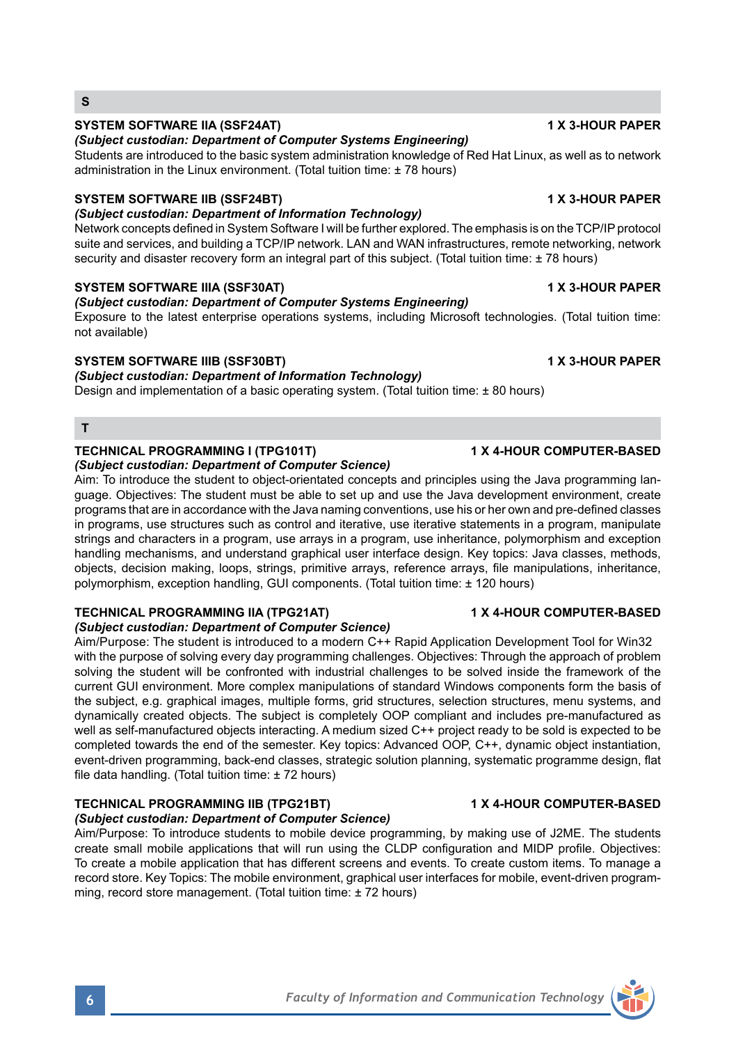## S

### SYSTEM SOFTWARE IIA (SSF24AT) — 1 X 3-HOUR PAPER

***(Subject custodian: Department of Computer Systems Engineering)***

Students are introduced to the basic system administration knowledge of Red Hat Linux, as well as to network administration in the Linux environment. (Total tuition time: ± 78 hours)

### SYSTEM SOFTWARE IIB (SSF24BT) — 1 X 3-HOUR PAPER

***(Subject custodian: Department of Information Technology)***

Network concepts defined in System Software I will be further explored. The emphasis is on the TCP/IP protocol suite and services, and building a TCP/IP network. LAN and WAN infrastructures, remote networking, network security and disaster recovery form an integral part of this subject. (Total tuition time: ± 78 hours)

### SYSTEM SOFTWARE IIIA (SSF30AT) — 1 X 3-HOUR PAPER

***(Subject custodian: Department of Computer Systems Engineering)***

Exposure to the latest enterprise operations systems, including Microsoft technologies. (Total tuition time: not available)

### SYSTEM SOFTWARE IIIB (SSF30BT) — 1 X 3-HOUR PAPER

***(Subject custodian: Department of Information Technology)***

Design and implementation of a basic operating system. (Total tuition time: ± 80 hours)

## T

### TECHNICAL PROGRAMMING I (TPG101T) — 1 X 4-HOUR COMPUTER-BASED

***(Subject custodian: Department of Computer Science)***

Aim: To introduce the student to object-orientated concepts and principles using the Java programming language. Objectives: The student must be able to set up and use the Java development environment, create programs that are in accordance with the Java naming conventions, use his or her own and pre-defined classes in programs, use structures such as control and iterative, use iterative statements in a program, manipulate strings and characters in a program, use arrays in a program, use inheritance, polymorphism and exception handling mechanisms, and understand graphical user interface design. Key topics: Java classes, methods, objects, decision making, loops, strings, primitive arrays, reference arrays, file manipulations, inheritance, polymorphism, exception handling, GUI components. (Total tuition time: ± 120 hours)

### TECHNICAL PROGRAMMING IIA (TPG21AT) — 1 X 4-HOUR COMPUTER-BASED

***(Subject custodian: Department of Computer Science)***

Aim/Purpose: The student is introduced to a modern C++ Rapid Application Development Tool for Win32 with the purpose of solving every day programming challenges. Objectives: Through the approach of problem solving the student will be confronted with industrial challenges to be solved inside the framework of the current GUI environment. More complex manipulations of standard Windows components form the basis of the subject, e.g. graphical images, multiple forms, grid structures, selection structures, menu systems, and dynamically created objects. The subject is completely OOP compliant and includes pre-manufactured as well as self-manufactured objects interacting. A medium sized C++ project ready to be sold is expected to be completed towards the end of the semester. Key topics: Advanced OOP, C++, dynamic object instantiation, event-driven programming, back-end classes, strategic solution planning, systematic programme design, flat file data handling. (Total tuition time: ± 72 hours)

### TECHNICAL PROGRAMMING IIB (TPG21BT) — 1 X 4-HOUR COMPUTER-BASED

***(Subject custodian: Department of Computer Science)***

Aim/Purpose: To introduce students to mobile device programming, by making use of J2ME. The students create small mobile applications that will run using the CLDP configuration and MIDP profile. Objectives: To create a mobile application that has different screens and events. To create custom items. To manage a record store. Key Topics: The mobile environment, graphical user interfaces for mobile, event-driven programming, record store management. (Total tuition time: ± 72 hours)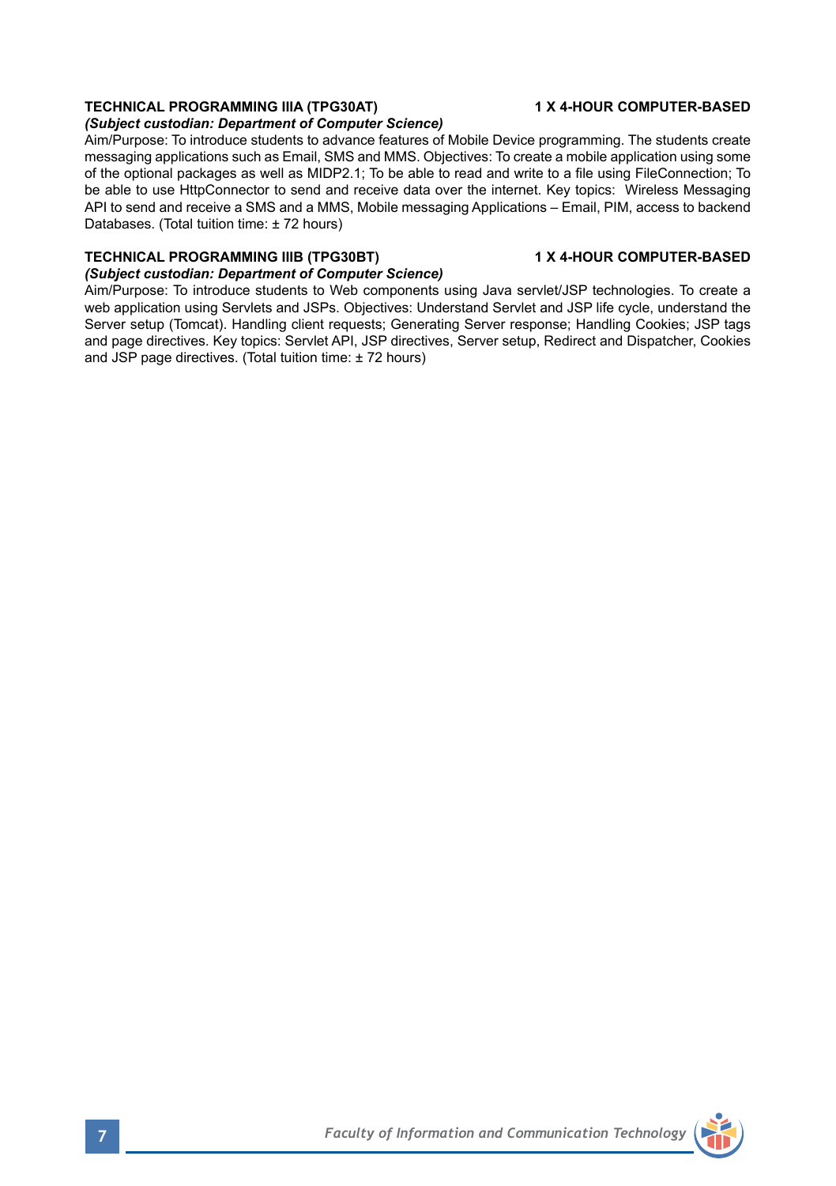**TECHNICAL PROGRAMMING IIIA (TPG30AT)** **1 X 4-HOUR COMPUTER-BASED**

***(Subject custodian: Department of Computer Science)***

Aim/Purpose: To introduce students to advance features of Mobile Device programming. The students create messaging applications such as Email, SMS and MMS. Objectives: To create a mobile application using some of the optional packages as well as MIDP2.1; To be able to read and write to a file using FileConnection; To be able to use HttpConnector to send and receive data over the internet. Key topics: Wireless Messaging API to send and receive a SMS and a MMS, Mobile messaging Applications – Email, PIM, access to backend Databases. (Total tuition time: ± 72 hours)

**TECHNICAL PROGRAMMING IIIB (TPG30BT)** **1 X 4-HOUR COMPUTER-BASED**

***(Subject custodian: Department of Computer Science)***

Aim/Purpose: To introduce students to Web components using Java servlet/JSP technologies. To create a web application using Servlets and JSPs. Objectives: Understand Servlet and JSP life cycle, understand the Server setup (Tomcat). Handling client requests; Generating Server response; Handling Cookies; JSP tags and page directives. Key topics: Servlet API, JSP directives, Server setup, Redirect and Dispatcher, Cookies and JSP page directives. (Total tuition time: ± 72 hours)